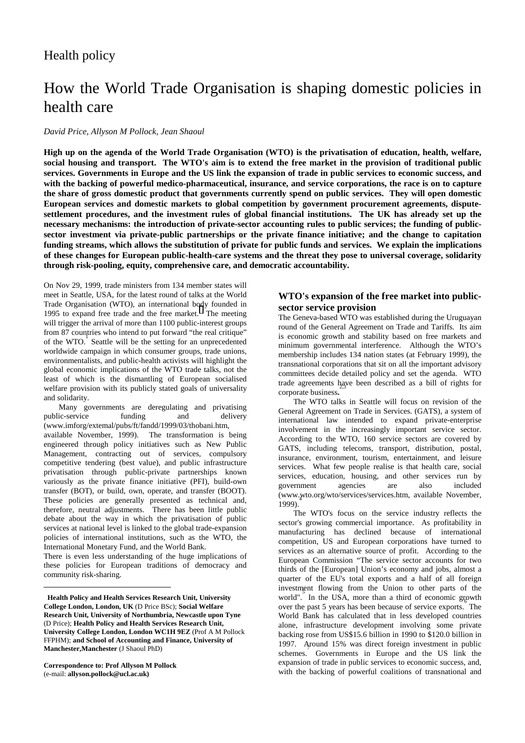Health policy

# How the World Trade Organisation is shaping domestic policies in health care

*David Price, Allyson M Pollock, Jean Shaoul*

**High up on the agenda of the World Trade Organisation (WTO) is the privatisation of education, health, welfare, social housing and transport. The WTO's aim is to extend the free market in the provision of traditional public services. Governments in Europe and the US link the expansion of trade in public services to economic success, and with the backing of powerful medico-pharmaceutical, insurance, and service corporations, the race is on to capture the share of gross domestic product that governments currently spend on public services. They will open domestic European services and domestic markets to global competition by government procurement agreements, dispute-settlement procedures, and the investment rules of global financial institutions. The UK has already set up the necessary mechanisms: the introduction of private-sector accounting rules to public services; the funding of public-sector investment via private-public partnerships or the private finance initiative; and the change to capitation funding streams, which allows the substitution of private for public funds and services. We explain the implications of these changes for European public-health-care systems and the threat they pose to universal coverage, solidarity through risk-pooling, equity, comprehensive care, and democratic accountability.**

On Nov 29, 1999, trade ministers from 134 member states will meet in Seattle, USA, for the latest round of talks at the World Trade Organisation (WTO), an international body founded in 1995 to expand free trade and the free market.[1] The meeting will trigger the arrival of more than 1100 public-interest groups from 87 countries who intend to put forward "the real critique" of the WTO.[1] Seattle will be the setting for an unprecedented worldwide campaign in which consumer groups, trade unions, environmentalists, and public-health activists will highlight the global economic implications of the WTO trade talks, not the least of which is the dismantling of European socialised welfare provision with its publicly stated goals of universality and solidarity.

Many governments are deregulating and privatising public-service funding and delivery (www.imforg/extemal/pubs/ft/fandd/1999/03/thobani.htm, available November, 1999). The transformation is being engineered through policy initiatives such as New Public Management, contracting out of services, compulsory competitive tendering (best value), and public infrastructure privatisation through public-private partnerships known variously as the private finance initiative (PFI), build-own transfer (BOT), or build, own, operate, and transfer (BOOT). These policies are generally presented as technical and, therefore, neutral adjustments. There has been little public debate about the way in which the privatisation of public services at national level is linked to the global trade-expansion policies of international institutions, such as the WTO, the International Monetary Fund, and the World Bank.

There is even less understanding of the huge implications of these policies for European traditions of democracy and community risk-sharing.

**Health Policy and Health Services Research Unit, University College London, London, UK** (D Price BSc); **Social Welfare Research Unit, University of Northumbria, Newcastle upon Tyne** (D Price); **Health Policy and Health Services Research Unit, University College London, London WC1H 9EZ** (Prof A M Pollock FFPHM); **and School of Accounting and Finance, University of Manchester, Manchester** (J Shaoul PhD)

**Correspondence to: Prof Allyson M Pollock** (e-mail: **allyson.pollock@ucl.ac.uk**)

## WTO's expansion of the free market into public-sector service provision

The Geneva-based WTO was established during the Uruguayan round of the General Agreement on Trade and Tariffs. Its aim is economic growth and stability based on free markets and minimum governmental interference. Although the WTO's membership includes 134 nation states (at February 1999), the transnational corporations that sit on all the important advisory committees decide detailed policy and set the agenda. WTO trade agreements have been described as a bill of rights for corporate business.[2,3]

The WTO talks in Seattle will focus on revision of the General Agreement on Trade in Services. (GATS), a system of international law intended to expand private-enterprise involvement in the increasingly important service sector. According to the WTO, 160 service sectors are covered by GATS, including telecoms, transport, distribution, postal, insurance, environment, tourism, entertainment, and leisure services. What few people realise is that health care, social services, education, housing, and other services run by government agencies are also included (www.wto.org/wto/services/services.htm, available November, 1999).[4]

The WTO's focus on the service industry reflects the sector's growing commercial importance. As profitability in manufacturing has declined because of international competition, US and European corporations have turned to services as an alternative source of profit. According to the European Commission "The service sector accounts for two thirds of the [European] Union's economy and jobs, almost a quarter of the EU's total exports and a half of all foreign investment flowing from the Union to other parts of the world".[5] In the USA, more than a third of economic growth over the past 5 years has been because of service exports.[6] The World Bank has calculated that in less developed countries alone, infrastructure development involving some private backing rose from US$15.6 billion in 1990 to $120.0 billion in 1997. Around 15% was direct foreign investment in public schemes.[7] Governments in Europe and the US link the expansion of trade in public services to economic success, and, with the backing of powerful coalitions of transnational and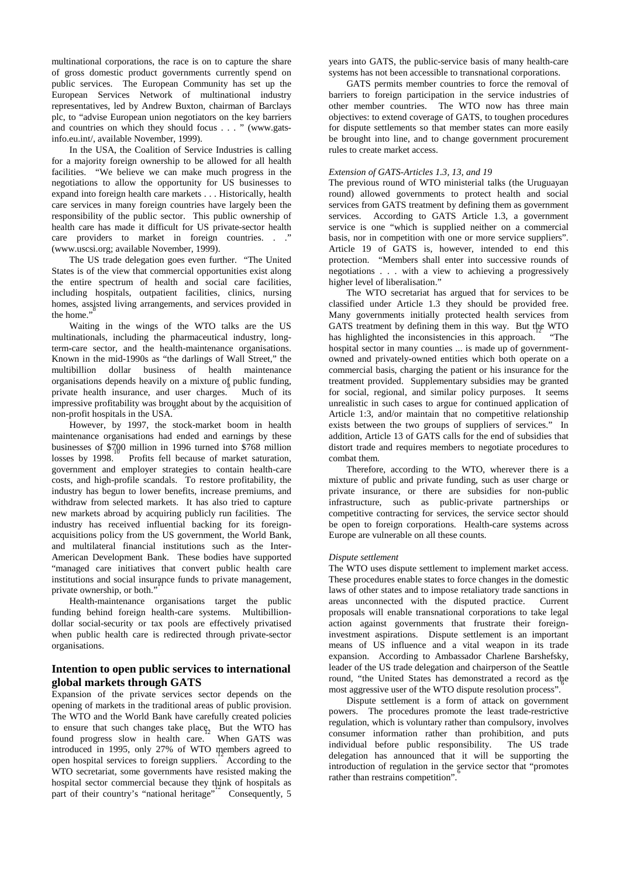multinational corporations, the race is on to capture the share of gross domestic product governments currently spend on public services. The European Community has set up the European Services Network of multinational industry representatives, led by Andrew Buxton, chairman of Barclays plc, to "advise European union negotiators on the key barriers and countries on which they should focus . . . " (www.gats-info.eu.int/, available November, 1999).

In the USA, the Coalition of Service Industries is calling for a majority foreign ownership to be allowed for all health facilities. "We believe we can make much progress in the negotiations to allow the opportunity for US businesses to expand into foreign health care markets . . . Historically, health care services in many foreign countries have largely been the responsibility of the public sector. This public ownership of health care has made it difficult for US private-sector health care providers to market in foreign countries. . ." (www.uscsi.org; available November, 1999).

The US trade delegation goes even further. "The United States is of the view that commercial opportunities exist along the entire spectrum of health and social care facilities, including hospitals, outpatient facilities, clinics, nursing homes, assisted living arrangements, and services provided in the home."[8]

Waiting in the wings of the WTO talks are the US multinationals, including the pharmaceutical industry, long-term-care sector, and the health-maintenance organisations. Known in the mid-1990s as "the darlings of Wall Street," the multibillion dollar business of health maintenance organisations depends heavily on a mixture of public funding, private health insurance, and user charges.[6] Much of its impressive profitability was brought about by the acquisition of non-profit hospitals in the USA.[9]

However, by 1997, the stock-market boom in health maintenance organisations had ended and earnings by these businesses of $700 million in 1996 turned into $768 million losses by 1998.[10] Profits fell because of market saturation, government and employer strategies to contain health-care costs, and high-profile scandals. To restore profitability, the industry has begun to lower benefits, increase premiums, and withdraw from selected markets. It has also tried to capture new markets abroad by acquiring publicly run facilities. The industry has received influential backing for its foreign-acquisitions policy from the US government, the World Bank, and multilateral financial institutions such as the Inter-American Development Bank. These bodies have supported "managed care initiatives that convert public health care institutions and social insurance funds to private management, private ownership, or both."[11]

Health-maintenance organisations target the public funding behind foreign health-care systems. Multibillion-dollar social-security or tax pools are effectively privatised when public health care is redirected through private-sector organisations.

## Intention to open public services to international global markets through GATS

Expansion of the private services sector depends on the opening of markets in the traditional areas of public provision. The WTO and the World Bank have carefully created policies to ensure that such changes take place.[12] But the WTO has found progress slow in health care. When GATS was introduced in 1995, only 27% of WTO members agreed to open hospital services to foreign suppliers.[12] According to the WTO secretariat, some governments have resisted making the hospital sector commercial because they think of hospitals as part of their country's "national heritage"[12] Consequently, 5 years into GATS, the public-service basis of many health-care systems has not been accessible to transnational corporations.

GATS permits member countries to force the removal of barriers to foreign participation in the service industries of other member countries. The WTO now has three main objectives: to extend coverage of GATS, to toughen procedures for dispute settlements so that member states can more easily be brought into line, and to change government procurement rules to create market access.

### *Extension of GATS-Articles 1.3, 13, and 19*

The previous round of WTO ministerial talks (the Uruguayan round) allowed governments to protect health and social services from GATS treatment by defining them as government services. According to GATS Article 1.3, a government service is one "which is supplied neither on a commercial basis, nor in competition with one or more service suppliers". Article 19 of GATS is, however, intended to end this protection. "Members shall enter into successive rounds of negotiations . . . with a view to achieving a progressively higher level of liberalisation."

The WTO secretariat has argued that for services to be classified under Article 1.3 they should be provided free. Many governments initially protected health services from GATS treatment by defining them in this way. But the WTO has highlighted the inconsistencies in this approach.[12] "The hospital sector in many counties ... is made up of government-owned and privately-owned entities which both operate on a commercial basis, charging the patient or his insurance for the treatment provided. Supplementary subsidies may be granted for social, regional, and similar policy purposes. It seems unrealistic in such cases to argue for continued application of Article 1:3, and/or maintain that no competitive relationship exists between the two groups of suppliers of services." In addition, Article 13 of GATS calls for the end of subsidies that distort trade and requires members to negotiate procedures to combat them.

Therefore, according to the WTO, wherever there is a mixture of public and private funding, such as user charge or private insurance, or there are subsidies for non-public infrastructure, such as public-private partnerships or competitive contracting for services, the service sector should be open to foreign corporations. Health-care systems across Europe are vulnerable on all these counts.

### *Dispute settlement*

The WTO uses dispute settlement to implement market access. These procedures enable states to force changes in the domestic laws of other states and to impose retaliatory trade sanctions in areas unconnected with the disputed practice. Current proposals will enable transnational corporations to take legal action against governments that frustrate their foreign-investment aspirations. Dispute settlement is an important means of US influence and a vital weapon in its trade expansion. According to Ambassador Charlene Barshefsky, leader of the US trade delegation and chairperson of the Seattle round, "the United States has demonstrated a record as the most aggressive user of the WTO dispute resolution process".[6]

Dispute settlement is a form of attack on government powers. The procedures promote the least trade-restrictive regulation, which is voluntary rather than compulsory, involves consumer information rather than prohibition, and puts individual before public responsibility. The US trade delegation has announced that it will be supporting the introduction of regulation in the service sector that "promotes rather than restrains competition".[6]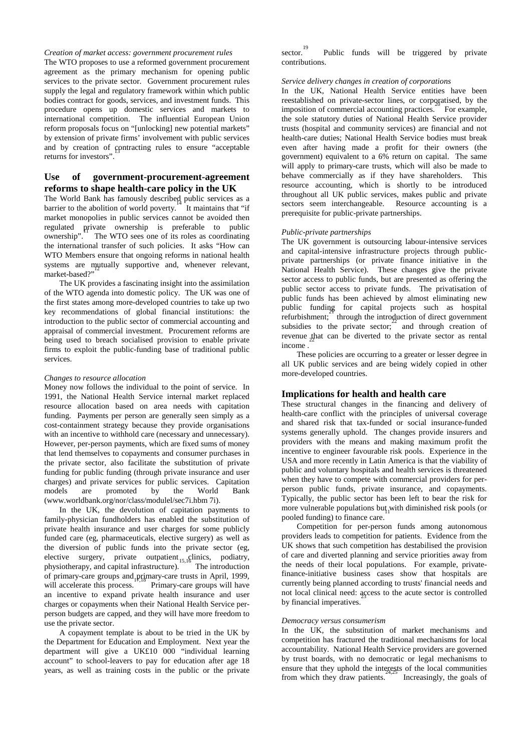*Creation of market access: government procurement rules*

The WTO proposes to use a reformed government procurement agreement as the primary mechanism for opening public services to the private sector. Government procurement rules supply the legal and regulatory framework within which public bodies contract for goods, services, and investment funds. This procedure opens up domestic services and markets to international competition. The influential European Union reform proposals focus on "[unlocking] new potential markets" by extension of private firms' involvement with public services and by creation of contracting rules to ensure "acceptable returns for investors".[13]

## Use of government-procurement-agreement reforms to shape health-care policy in the UK

The World Bank has famously described public services as a barrier to the abolition of world poverty.[14] It maintains that "if market monopolies in public services cannot be avoided then regulated private ownership is preferable to public ownership".[11] The WTO sees one of its roles as coordinating the international transfer of such policies. It asks "How can WTO Members ensure that ongoing reforms in national health systems are mutually supportive and, whenever relevant, market-based?"[12]

The UK provides a fascinating insight into the assimilation of the WTO agenda into domestic policy. The UK was one of the first states among more-developed countries to take up two key recommendations of global financial institutions: the introduction to the public sector of commercial accounting and appraisal of commercial investment. Procurement reforms are being used to breach socialised provision to enable private firms to exploit the public-funding base of traditional public services.

*Changes to resource allocation*

Money now follows the individual to the point of service. In 1991, the National Health Service internal market replaced resource allocation based on area needs with capitation funding. Payments per person are generally seen simply as a cost-containment strategy because they provide organisations with an incentive to withhold care (necessary and unnecessary). However, per-person payments, which are fixed sums of money that lend themselves to copayments and consumer purchases in the private sector, also facilitate the substitution of private funding for public funding (through private insurance and user charges) and private services for public services. Capitation models are promoted by the World Bank (www.worldbank.org/nor/class/modulel/sec7i.hbm 7i).

In the UK, the devolution of capitation payments to family-physician fundholders has enabled the substitution of private health insurance and user charges for some publicly funded care (eg, pharmaceuticals, elective surgery) as well as the diversion of public funds into the private sector (eg, elective surgery, private outpatient clinics, podiatry, physiotherapy, and capital infrastructure).[15,16] The introduction of primary-care groups and primary-care trusts in April, 1999, will accelerate this process.[17,18] Primary-care groups will have an incentive to expand private health insurance and user charges or copayments when their National Health Service per-person budgets are capped, and they will have more freedom to use the private sector.

A copayment template is about to be tried in the UK by the Department for Education and Employment. Next year the department will give a UK£10 000 "individual learning account" to school-leavers to pay for education after age 18 years, as well as training costs in the public or the private sector.[19] Public funds will be triggered by private contributions.

*Service delivery changes in creation of corporations*

In the UK, National Health Service entities have been reestablished on private-sector lines, or corporatised, by the imposition of commercial accounting practices.[20] For example, the sole statutory duties of National Health Service provider trusts (hospital and community services) are financial and not health-care duties; National Health Service bodies must break even after having made a profit for their owners (the government) equivalent to a 6% return on capital. The same will apply to primary-care trusts, which will also be made to behave commercially as if they have shareholders. This resource accounting, which is shortly to be introduced throughout all UK public services, makes public and private sectors seem interchangeable. Resource accounting is a prerequisite for public-private partnerships.

*Public-private partnerships*

The UK government is outsourcing labour-intensive services and capital-intensive infrastructure projects through public-private partnerships (or private finance initiative in the National Health Service). These changes give the private sector access to public funds, but are presented as offering the public sector access to private funds. The privatisation of public funds has been achieved by almost eliminating new public funding for capital projects such as hospital refurbishment;[21] through the introduction of direct government subsidies to the private sector;[22] and through creation of revenue that can be diverted to the private sector as rental income.[22]

These policies are occurring to a greater or lesser degree in all UK public services and are being widely copied in other more-developed countries.

## Implications for health and health care

These structural changes in the financing and delivery of health-care conflict with the principles of universal coverage and shared risk that tax-funded or social insurance-funded systems generally uphold. The changes provide insurers and providers with the means and making maximum profit the incentive to engineer favourable risk pools. Experience in the USA and more recently in Latin America is that the viability of public and voluntary hospitals and health services is threatened when they have to compete with commercial providers for per-person public funds, private insurance, and copayments. Typically, the public sector has been left to bear the risk for more vulnerable populations but with diminished risk pools (or pooled funding) to finance care.[11]

Competition for per-person funds among autonomous providers leads to competition for patients. Evidence from the UK shows that such competition has destabilised the provision of care and diverted planning and service priorities away from the needs of their local populations. For example, private-finance-initiative business cases show that hospitals are currently being planned according to trusts' financial needs and not local clinical need: access to the acute sector is controlled by financial imperatives.[23]

*Democracy versus consumerism*

In the UK, the substitution of market mechanisms and competition has fractured the traditional mechanisms for local accountability. National Health Service providers are governed by trust boards, with no democratic or legal mechanisms to ensure that they uphold the interests of the local communities from which they draw patients.[24,25] Increasingly, the goals of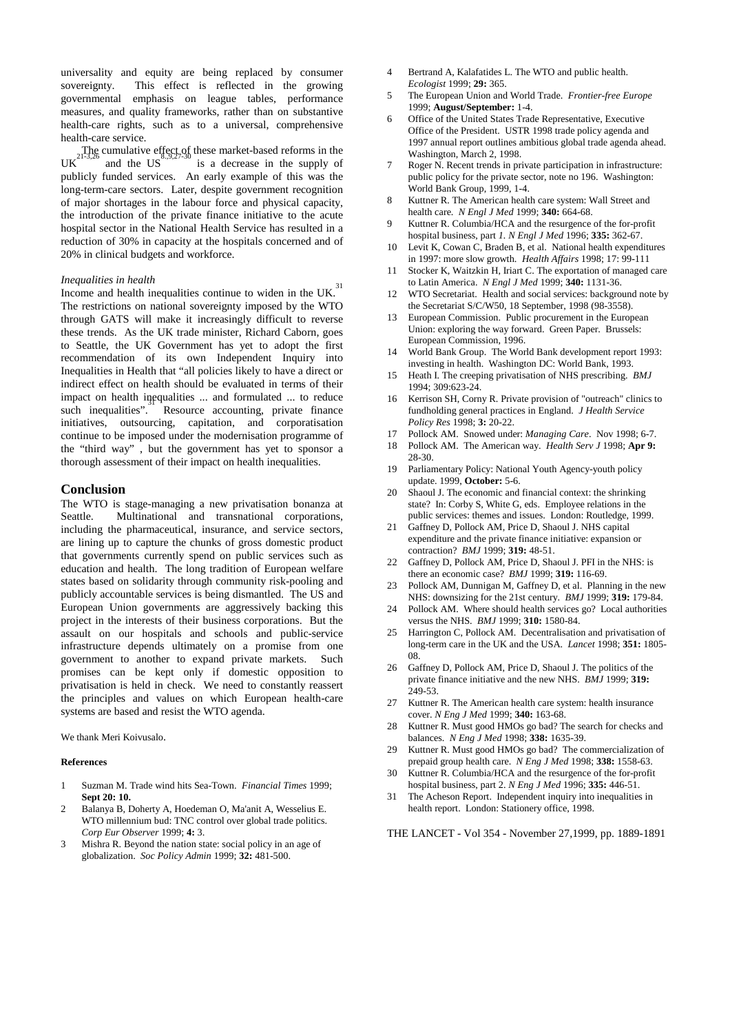universality and equity are being replaced by consumer sovereignty. This effect is reflected in the growing governmental emphasis on league tables, performance measures, and quality frameworks, rather than on substantive health-care rights, such as to a universal, comprehensive health-care service.

The cumulative effect of these market-based reforms in the UK[21-3,26] and the US[8,9,27-30] is a decrease in the supply of publicly funded services. An early example of this was the long-term-care sectors. Later, despite government recognition of major shortages in the labour force and physical capacity, the introduction of the private finance initiative to the acute hospital sector in the National Health Service has resulted in a reduction of 30% in capacity at the hospitals concerned and of 20% in clinical budgets and workforce.

*Inequalities in health*

Income and health inequalities continue to widen in the UK.[31] The restrictions on national sovereignty imposed by the WTO through GATS will make it increasingly difficult to reverse these trends. As the UK trade minister, Richard Caborn, goes to Seattle, the UK Government has yet to adopt the first recommendation of its own Independent Inquiry into Inequalities in Health that "all policies likely to have a direct or indirect effect on health should be evaluated in terms of their impact on health inequalities ... and formulated ... to reduce such inequalities".[31] Resource accounting, private finance initiatives, outsourcing, capitation, and corporatisation continue to be imposed under the modernisation programme of the "third way" , but the government has yet to sponsor a thorough assessment of their impact on health inequalities.

## Conclusion

The WTO is stage-managing a new privatisation bonanza at Seattle. Multinational and transnational corporations, including the pharmaceutical, insurance, and service sectors, are lining up to capture the chunks of gross domestic product that governments currently spend on public services such as education and health. The long tradition of European welfare states based on solidarity through community risk-pooling and publicly accountable services is being dismantled. The US and European Union governments are aggressively backing this project in the interests of their business corporations. But the assault on our hospitals and schools and public-service infrastructure depends ultimately on a promise from one government to another to expand private markets. Such promises can be kept only if domestic opposition to privatisation is held in check. We need to constantly reassert the principles and values on which European health-care systems are based and resist the WTO agenda.

We thank Meri Koivusalo.

### References

1. Suzman M. Trade wind hits Sea-Town. *Financial Times* 1999; **Sept 20: 10.**
2. Balanya B, Doherty A, Hoedeman O, Ma'anit A, Wesselius E. WTO millennium bud: TNC control over global trade politics. *Corp Eur Observer* 1999; **4:** 3.
3. Mishra R. Beyond the nation state: social policy in an age of globalization. *Soc Policy Admin* 1999; **32:** 481-500.
4. Bertrand A, Kalafatides L. The WTO and public health. *Ecologist* 1999; **29:** 365.
5. The European Union and World Trade. *Frontier-free Europe* 1999; **August/September:** 1-4.
6. Office of the United States Trade Representative, Executive Office of the President. USTR 1998 trade policy agenda and 1997 annual report outlines ambitious global trade agenda ahead. Washington, March 2, 1998.
7. Roger N. Recent trends in private participation in infrastructure: public policy for the private sector, note no 196. Washington: World Bank Group, 1999, 1-4.
8. Kuttner R. The American health care system: Wall Street and health care. *N Engl J Med* 1999; **340:** 664-68.
9. Kuttner R. Columbia/HCA and the resurgence of the for-profit hospital business, part *1. N Engl J Med* 1996; **335:** 362-67.
10. Levit K, Cowan C, Braden B, et al. National health expenditures in 1997: more slow growth. *Health Affairs* 1998; 17: 99-111
11. Stocker K, Waitzkin H, Iriart C. The exportation of managed care to Latin America. *N Engl J Med* 1999; **340:** 1131-36.
12. WTO Secretariat. Health and social services: background note by the Secretariat S/C/W50, 18 September, 1998 (98-3558).
13. European Commission. Public procurement in the European Union: exploring the way forward. Green Paper. Brussels: European Commission, 1996.
14. World Bank Group. The World Bank development report 1993: investing in health. Washington DC: World Bank, 1993.
15. Heath I. The creeping privatisation of NHS prescribing. *BMJ* 1994; 309:623-24.
16. Kerrison SH, Corny R. Private provision of "outreach" clinics to fundholding general practices in England. *J Health Service Policy Res* 1998; **3:** 20-22.
17. Pollock AM. Snowed under: *Managing Care*. Nov 1998; 6-7.
18. Pollock AM. The American way. *Health Serv J* 1998; **Apr 9:** 28-30.
19. Parliamentary Policy: National Youth Agency-youth policy update. 1999, **October:** 5-6.
20. Shaoul J. The economic and financial context: the shrinking state? In: Corby S, White G, eds. Employee relations in the public services: themes and issues. London: Routledge, 1999.
21. Gaffney D, Pollock AM, Price D, Shaoul J. NHS capital expenditure and the private finance initiative: expansion or contraction? *BMJ* 1999; **319:** 48-51.
22. Gaffney D, Pollock AM, Price D, Shaoul J. PFI in the NHS: is there an economic case? *BMJ* 1999; **319:** 116-69.
23. Pollock AM, Dunnigan M, Gaffney D, et al. Planning in the new NHS: downsizing for the 21st century. *BMJ* 1999; **319:** 179-84.
24. Pollock AM. Where should health services go? Local authorities versus the NHS. *BMJ* 1999; **310:** 1580-84.
25. Harrington C, Pollock AM. Decentralisation and privatisation of long-term care in the UK and the USA. *Lancet* 1998; **351:** 1805-08.
26. Gaffney D, Pollock AM, Price D, Shaoul J. The politics of the private finance initiative and the new NHS. *BMJ* 1999; **319:** 249-53.
27. Kuttner R. The American health care system: health insurance cover. *N Eng J Med* 1999; **340:** 163-68.
28. Kuttner R. Must good HMOs go bad? The search for checks and balances. *N Eng J Med* 1998; **338:** 1635-39.
29. Kuttner R. Must good HMOs go bad? The commercialization of prepaid group health care. *N Eng J Med* 1998; **338:** 1558-63.
30. Kuttner R. Columbia/HCA and the resurgence of the for-profit hospital business, part 2. *N Eng J Med* 1996; **335:** 446-51.
31. The Acheson Report. Independent inquiry into inequalities in health report. London: Stationery office, 1998.

THE LANCET - Vol 354 - November 27,1999, pp. 1889-1891